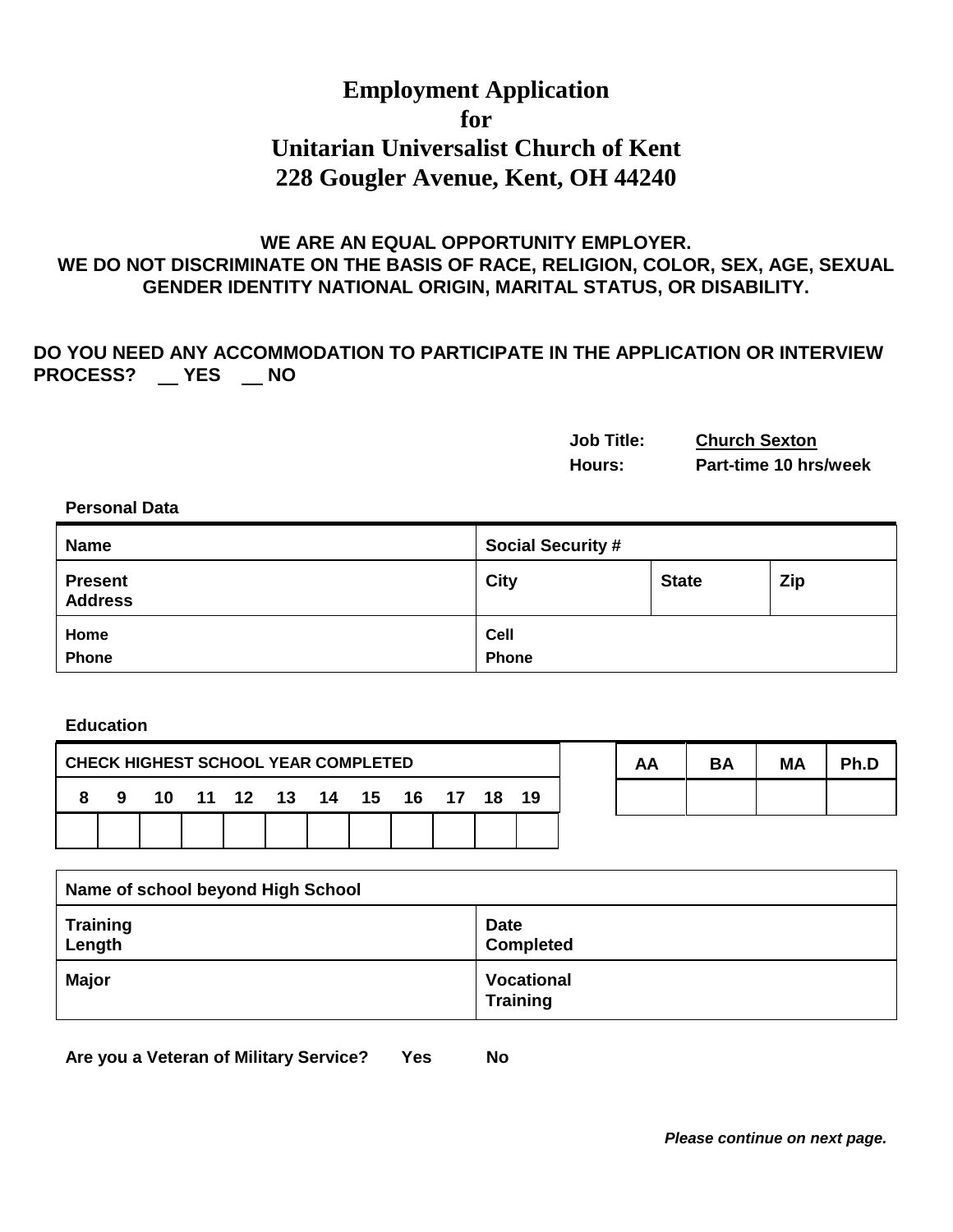# Employment Application
# for
# Unitarian Universalist Church of Kent
# 228 Gougler Avenue, Kent, OH 44240

**WE ARE AN EQUAL OPPORTUNITY EMPLOYER.**
**WE DO NOT DISCRIMINATE ON THE BASIS OF RACE, RELIGION, COLOR, SEX, AGE, SEXUAL GENDER IDENTITY NATIONAL ORIGIN, MARITAL STATUS, OR DISABILITY.**

**DO YOU NEED ANY ACCOMMODATION TO PARTICIPATE IN THE APPLICATION OR INTERVIEW PROCESS? \_\_ YES \_\_ NO**

**Job Title:** **Church Sexton**
**Hours:** **Part-time 10 hrs/week**

**Personal Data**

| Name | Social Security # | | |
|---|---|---|---|
| Present Address | City | State | Zip |
| Home Phone | Cell Phone | | |

**Education**

| CHECK HIGHEST SCHOOL YEAR COMPLETED | | | | | | | | | | | |
|---|---|---|---|---|---|---|---|---|---|---|---|
| 8 | 9 | 10 | 11 | 12 | 13 | 14 | 15 | 16 | 17 | 18 | 19 |
| | | | | | | | | | | | |

| AA | BA | MA | Ph.D |
|---|---|---|---|
| | | | |

| Name of school beyond High School | |
|---|---|
| Training Length | Date Completed |
| Major | Vocational Training |

**Are you a Veteran of Military Service? Yes No**

***Please continue on next page.***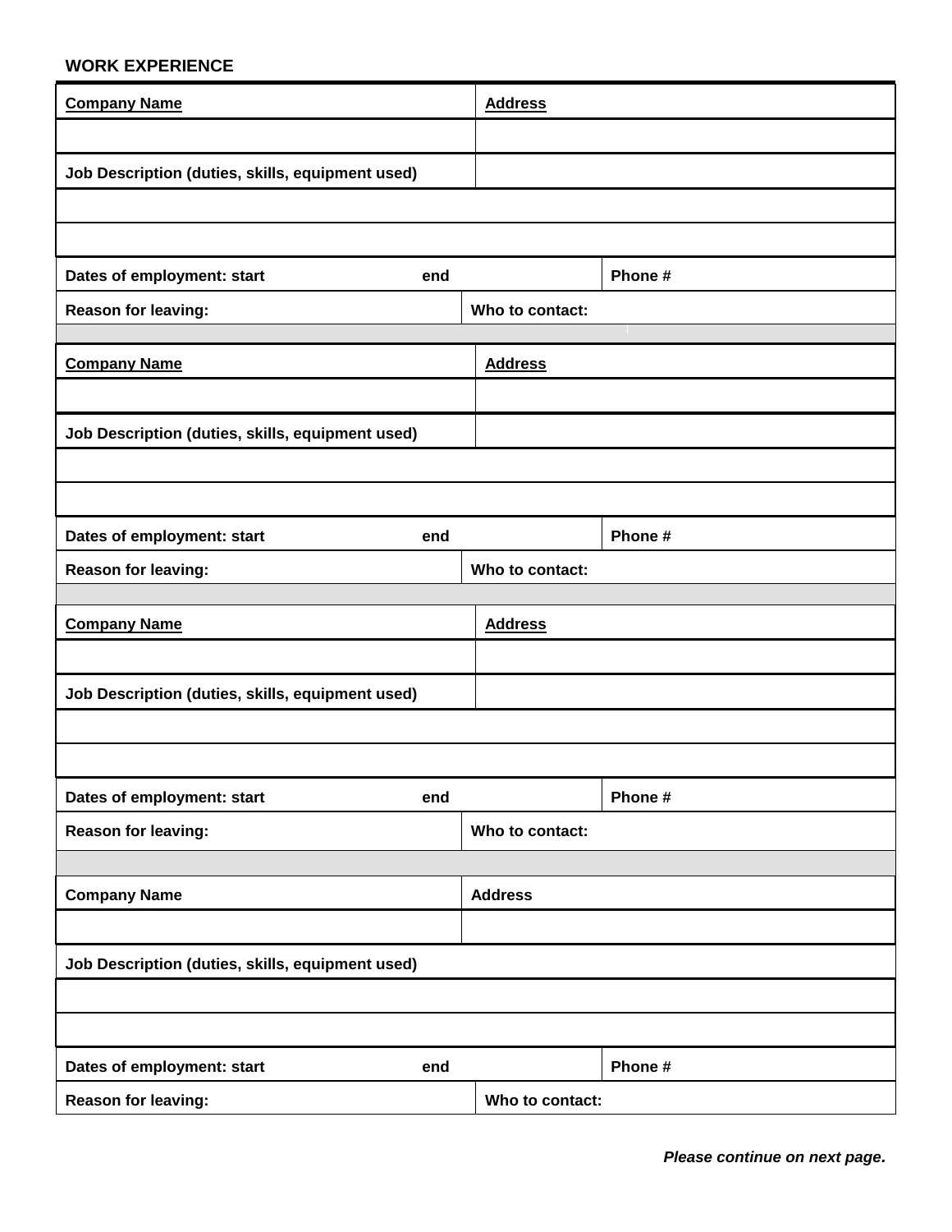**WORK EXPERIENCE**

| Company Name | Address |
|---|---|
| | |
| Job Description (duties, skills, equipment used) | |
| | |
| | |
| Dates of employment: start &nbsp;&nbsp;&nbsp;&nbsp; end | Phone # |
| Reason for leaving: | Who to contact: |

| Company Name | Address |
|---|---|
| | |
| Job Description (duties, skills, equipment used) | |
| | |
| | |
| Dates of employment: start &nbsp;&nbsp;&nbsp;&nbsp; end | Phone # |
| Reason for leaving: | Who to contact: |

| Company Name | Address |
|---|---|
| | |
| Job Description (duties, skills, equipment used) | |
| | |
| | |
| Dates of employment: start &nbsp;&nbsp;&nbsp;&nbsp; end | Phone # |
| Reason for leaving: | Who to contact: |

| Company Name | Address |
|---|---|
| | |
| Job Description (duties, skills, equipment used) | |
| | |
| | |
| Dates of employment: start &nbsp;&nbsp;&nbsp;&nbsp; end | Phone # |
| Reason for leaving: | Who to contact: |

***Please continue on next page.***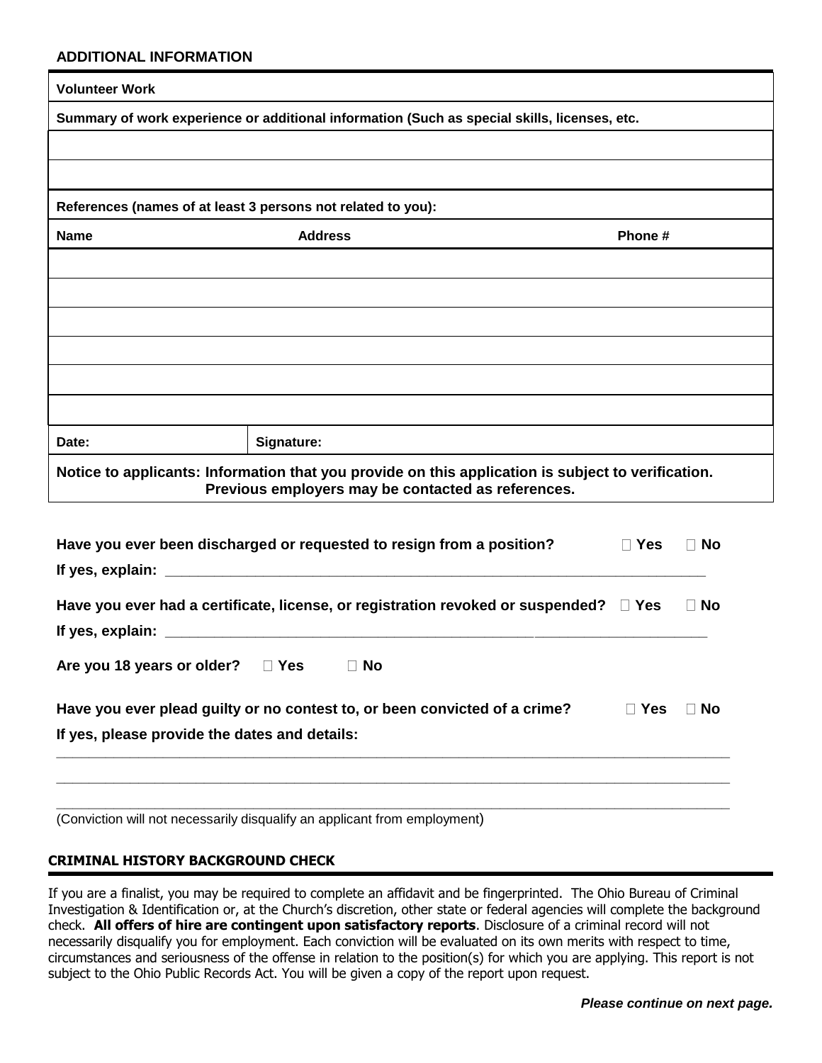## ADDITIONAL INFORMATION

| Volunteer Work | | |
|---|---|---|
| **Summary of work experience or additional information (Such as special skills, licenses, etc.** | | |
| | | |
| | | |
| **References (names of at least 3 persons not related to you):** | | |
| **Name** | **Address** | **Phone #** |
| | | |
| | | |
| | | |
| | | |
| | | |
| | | |
| **Date:** | **Signature:** | |

**Notice to applicants: Information that you provide on this application is subject to verification. Previous employers may be contacted as references.**

**Have you ever been discharged or requested to resign from a position?** ☐ **Yes** ☐ **No**

**If yes, explain:** ____________________________________________________________

**Have you ever had a certificate, license, or registration revoked or suspended?** ☐ **Yes** ☐ **No**

**If yes, explain:** ____________________________________________________________

**Are you 18 years or older?** ☐ **Yes** ☐ **No**

**Have you ever plead guilty or no contest to, or been convicted of a crime?** ☐ **Yes** ☐ **No**

**If yes, please provide the dates and details:**

______________________________________________________________________________

______________________________________________________________________________

______________________________________________________________________________

(Conviction will not necessarily disqualify an applicant from employment)

## CRIMINAL HISTORY BACKGROUND CHECK

If you are a finalist, you may be required to complete an affidavit and be fingerprinted. The Ohio Bureau of Criminal Investigation & Identification or, at the Church's discretion, other state or federal agencies will complete the background check. **All offers of hire are contingent upon satisfactory reports**. Disclosure of a criminal record will not necessarily disqualify you for employment. Each conviction will be evaluated on its own merits with respect to time, circumstances and seriousness of the offense in relation to the position(s) for which you are applying. This report is not subject to the Ohio Public Records Act. You will be given a copy of the report upon request.

***Please continue on next page.***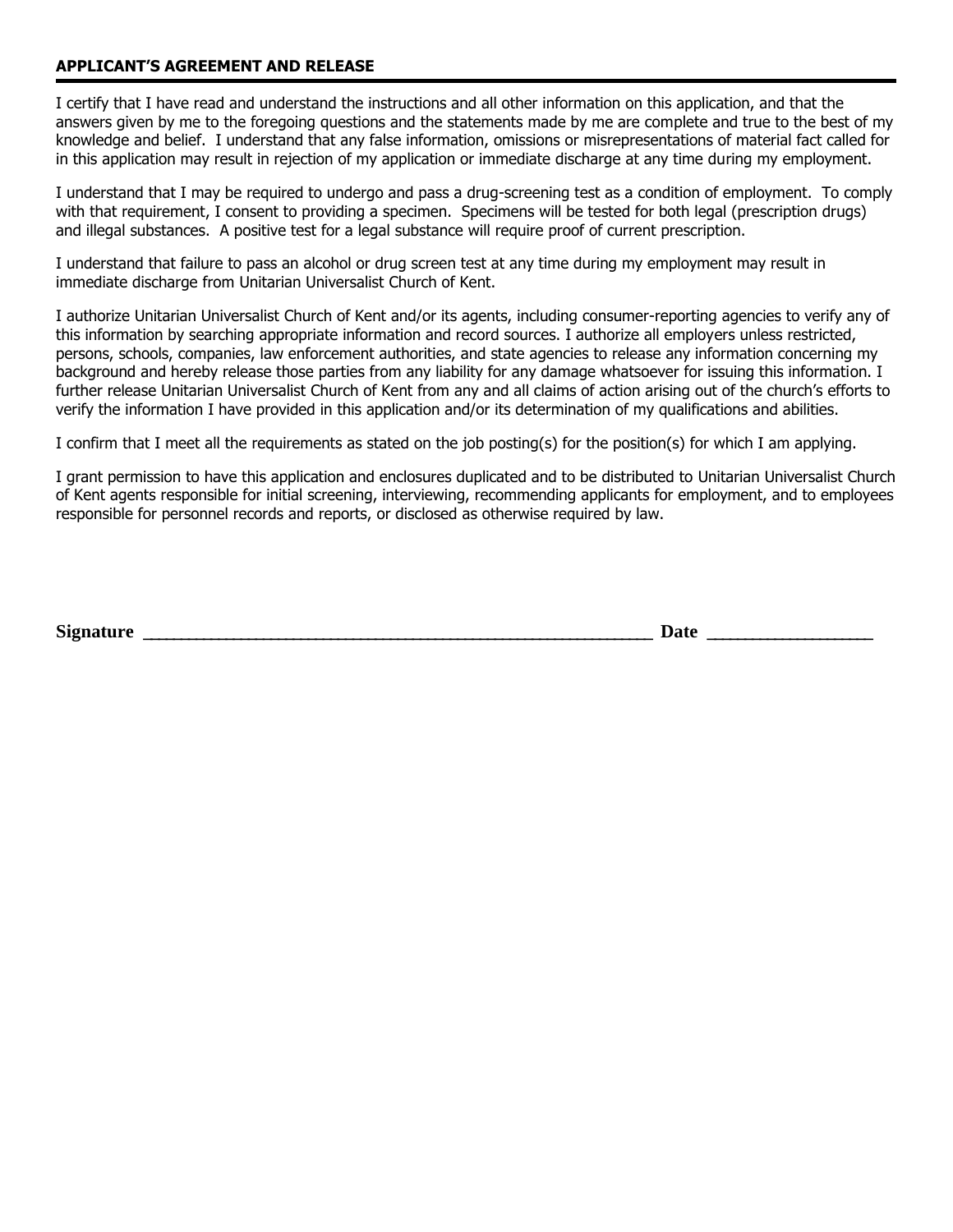## APPLICANT'S AGREEMENT AND RELEASE

I certify that I have read and understand the instructions and all other information on this application, and that the answers given by me to the foregoing questions and the statements made by me are complete and true to the best of my knowledge and belief. I understand that any false information, omissions or misrepresentations of material fact called for in this application may result in rejection of my application or immediate discharge at any time during my employment.

I understand that I may be required to undergo and pass a drug-screening test as a condition of employment. To comply with that requirement, I consent to providing a specimen. Specimens will be tested for both legal (prescription drugs) and illegal substances. A positive test for a legal substance will require proof of current prescription.

I understand that failure to pass an alcohol or drug screen test at any time during my employment may result in immediate discharge from Unitarian Universalist Church of Kent.

I authorize Unitarian Universalist Church of Kent and/or its agents, including consumer-reporting agencies to verify any of this information by searching appropriate information and record sources. I authorize all employers unless restricted, persons, schools, companies, law enforcement authorities, and state agencies to release any information concerning my background and hereby release those parties from any liability for any damage whatsoever for issuing this information. I further release Unitarian Universalist Church of Kent from any and all claims of action arising out of the church's efforts to verify the information I have provided in this application and/or its determination of my qualifications and abilities.

I confirm that I meet all the requirements as stated on the job posting(s) for the position(s) for which I am applying.

I grant permission to have this application and enclosures duplicated and to be distributed to Unitarian Universalist Church of Kent agents responsible for initial screening, interviewing, recommending applicants for employment, and to employees responsible for personnel records and reports, or disclosed as otherwise required by law.

**Signature** ____________________________________________________________ **Date** __________________